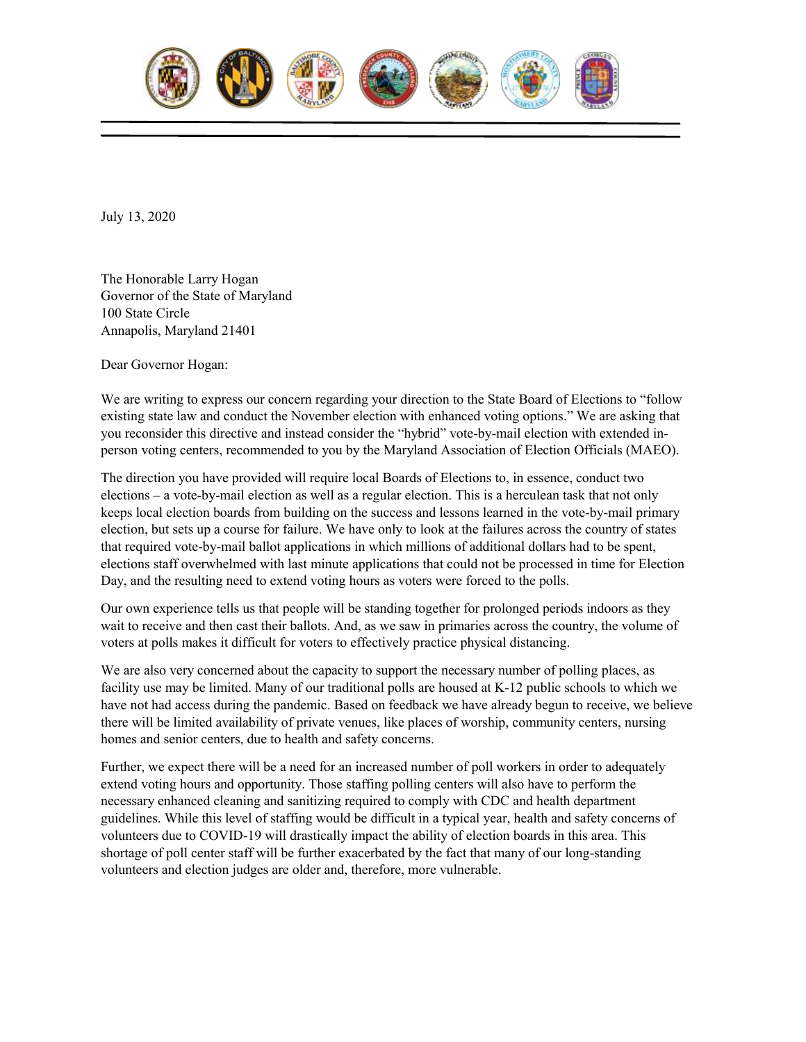July 13, 2020

The Honorable Larry Hogan
Governor of the State of Maryland
100 State Circle
Annapolis, Maryland 21401

Dear Governor Hogan:

We are writing to express our concern regarding your direction to the State Board of Elections to "follow existing state law and conduct the November election with enhanced voting options." We are asking that you reconsider this directive and instead consider the "hybrid" vote-by-mail election with extended in-person voting centers, recommended to you by the Maryland Association of Election Officials (MAEO).

The direction you have provided will require local Boards of Elections to, in essence, conduct two elections – a vote-by-mail election as well as a regular election. This is a herculean task that not only keeps local election boards from building on the success and lessons learned in the vote-by-mail primary election, but sets up a course for failure. We have only to look at the failures across the country of states that required vote-by-mail ballot applications in which millions of additional dollars had to be spent, elections staff overwhelmed with last minute applications that could not be processed in time for Election Day, and the resulting need to extend voting hours as voters were forced to the polls.

Our own experience tells us that people will be standing together for prolonged periods indoors as they wait to receive and then cast their ballots. And, as we saw in primaries across the country, the volume of voters at polls makes it difficult for voters to effectively practice physical distancing.

We are also very concerned about the capacity to support the necessary number of polling places, as facility use may be limited. Many of our traditional polls are housed at K-12 public schools to which we have not had access during the pandemic. Based on feedback we have already begun to receive, we believe there will be limited availability of private venues, like places of worship, community centers, nursing homes and senior centers, due to health and safety concerns.

Further, we expect there will be a need for an increased number of poll workers in order to adequately extend voting hours and opportunity. Those staffing polling centers will also have to perform the necessary enhanced cleaning and sanitizing required to comply with CDC and health department guidelines. While this level of staffing would be difficult in a typical year, health and safety concerns of volunteers due to COVID-19 will drastically impact the ability of election boards in this area. This shortage of poll center staff will be further exacerbated by the fact that many of our long-standing volunteers and election judges are older and, therefore, more vulnerable.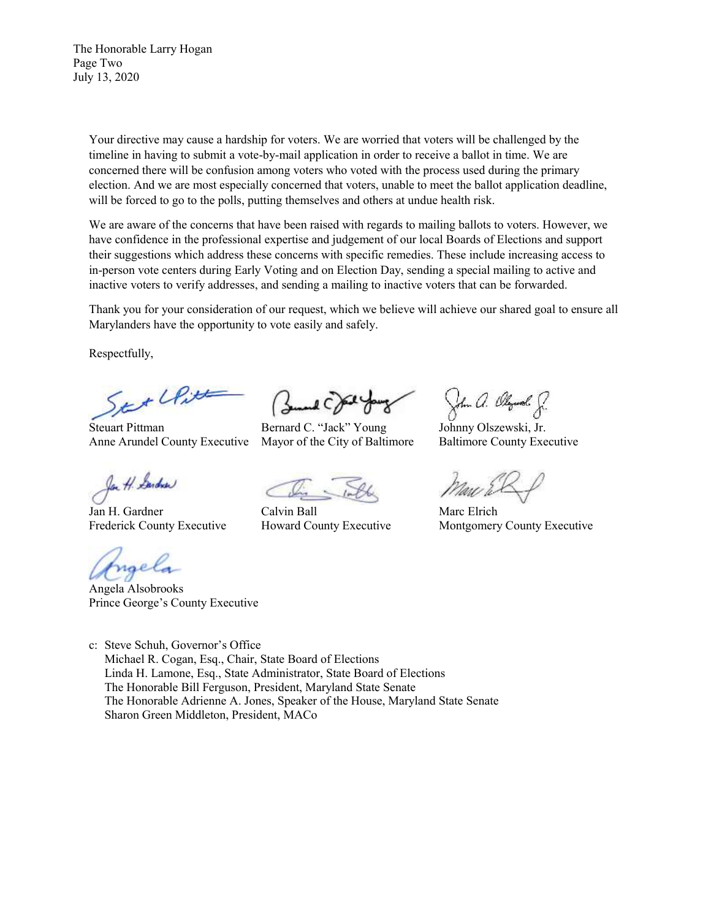Your directive may cause a hardship for voters. We are worried that voters will be challenged by the timeline in having to submit a vote-by-mail application in order to receive a ballot in time. We are concerned there will be confusion among voters who voted with the process used during the primary election. And we are most especially concerned that voters, unable to meet the ballot application deadline, will be forced to go to the polls, putting themselves and others at undue health risk.

We are aware of the concerns that have been raised with regards to mailing ballots to voters. However, we have confidence in the professional expertise and judgement of our local Boards of Elections and support their suggestions which address these concerns with specific remedies. These include increasing access to in-person vote centers during Early Voting and on Election Day, sending a special mailing to active and inactive voters to verify addresses, and sending a mailing to inactive voters that can be forwarded.

Thank you for your consideration of our request, which we believe will achieve our shared goal to ensure all Marylanders have the opportunity to vote easily and safely.

Respectfully,

Steuart Pittman
Anne Arundel County Executive

Bernard C. "Jack" Young
Mayor of the City of Baltimore

Johnny Olszewski, Jr.
Baltimore County Executive

Jan H. Gardner
Frederick County Executive

Calvin Ball
Howard County Executive

Marc Elrich
Montgomery County Executive

Angela Alsobrooks
Prince George's County Executive

c: Steve Schuh, Governor's Office
Michael R. Cogan, Esq., Chair, State Board of Elections
Linda H. Lamone, Esq., State Administrator, State Board of Elections
The Honorable Bill Ferguson, President, Maryland State Senate
The Honorable Adrienne A. Jones, Speaker of the House, Maryland State Senate
Sharon Green Middleton, President, MACo